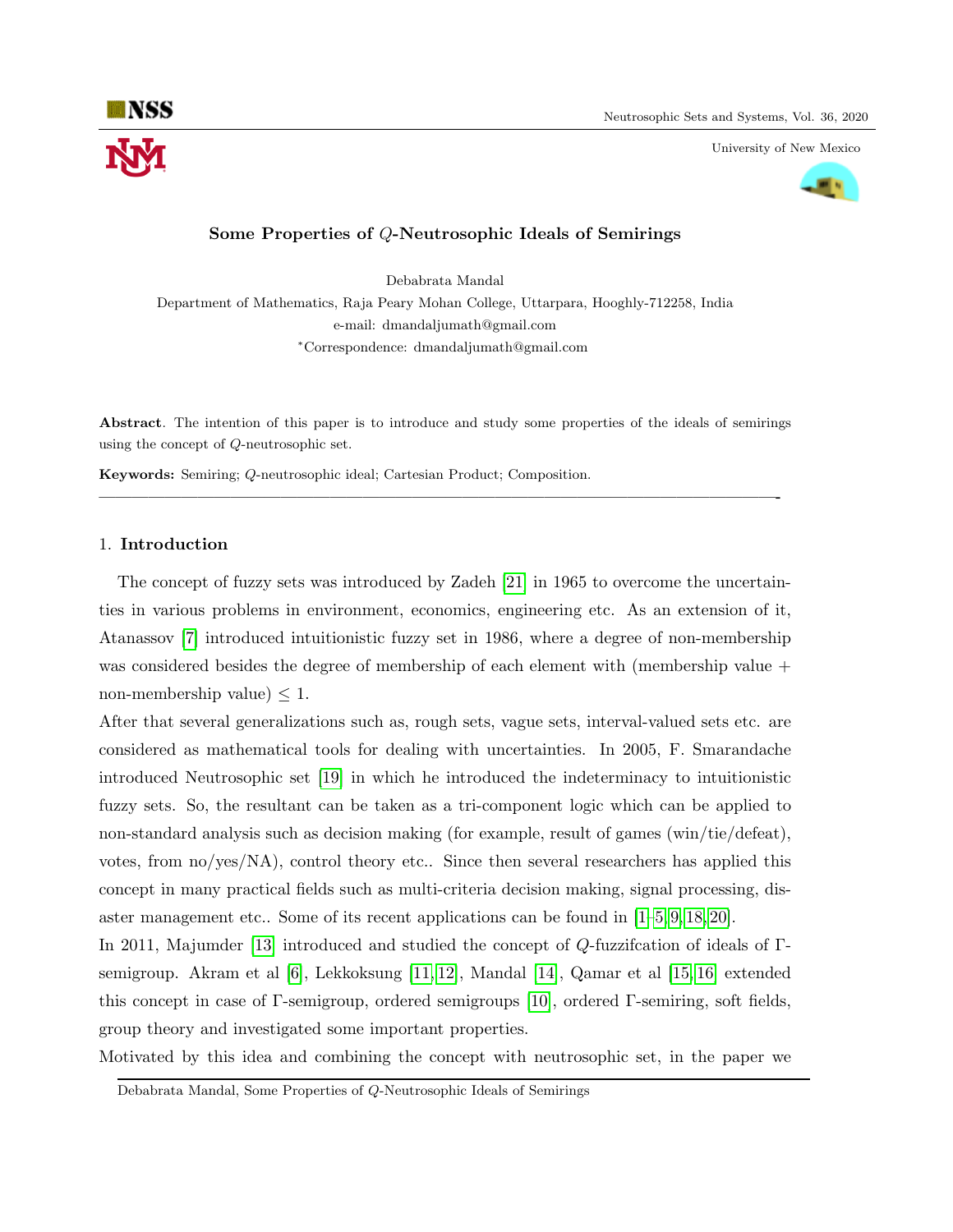# Some Properties of $Q$-Neutrosophic Ideals of Semirings

Debabrata Mandal

Department of Mathematics, Raja Peary Mohan College, Uttarpara, Hooghly-712258, India

e-mail: dmandaljumath@gmail.com

*Correspondence: dmandaljumath@gmail.com

**Abstract**. The intention of this paper is to introduce and study some properties of the ideals of semirings using the concept of $Q$-neutrosophic set.

**Keywords:** Semiring; $Q$-neutrosophic ideal; Cartesian Product; Composition.

## 1. Introduction

The concept of fuzzy sets was introduced by Zadeh [21] in 1965 to overcome the uncertainties in various problems in environment, economics, engineering etc. As an extension of it, Atanassov [7] introduced intuitionistic fuzzy set in 1986, where a degree of non-membership was considered besides the degree of membership of each element with (membership value + non-membership value) $\leq 1$.

After that several generalizations such as, rough sets, vague sets, interval-valued sets etc. are considered as mathematical tools for dealing with uncertainties. In 2005, F. Smarandache introduced Neutrosophic set [19] in which he introduced the indeterminacy to intuitionistic fuzzy sets. So, the resultant can be taken as a tri-component logic which can be applied to non-standard analysis such as decision making (for example, result of games (win/tie/defeat), votes, from no/yes/NA), control theory etc.. Since then several researchers has applied this concept in many practical fields such as multi-criteria decision making, signal processing, disaster management etc.. Some of its recent applications can be found in [1–5, 9, 18, 20].

In 2011, Majumder [13] introduced and studied the concept of $Q$-fuzzifcation of ideals of $\Gamma$-semigroup. Akram et al [6], Lekkoksung [11, 12], Mandal [14], Qamar et al [15, 16] extended this concept in case of $\Gamma$-semigroup, ordered semigroups [10], ordered $\Gamma$-semiring, soft fields, group theory and investigated some important properties.

Motivated by this idea and combining the concept with neutrosophic set, in the paper we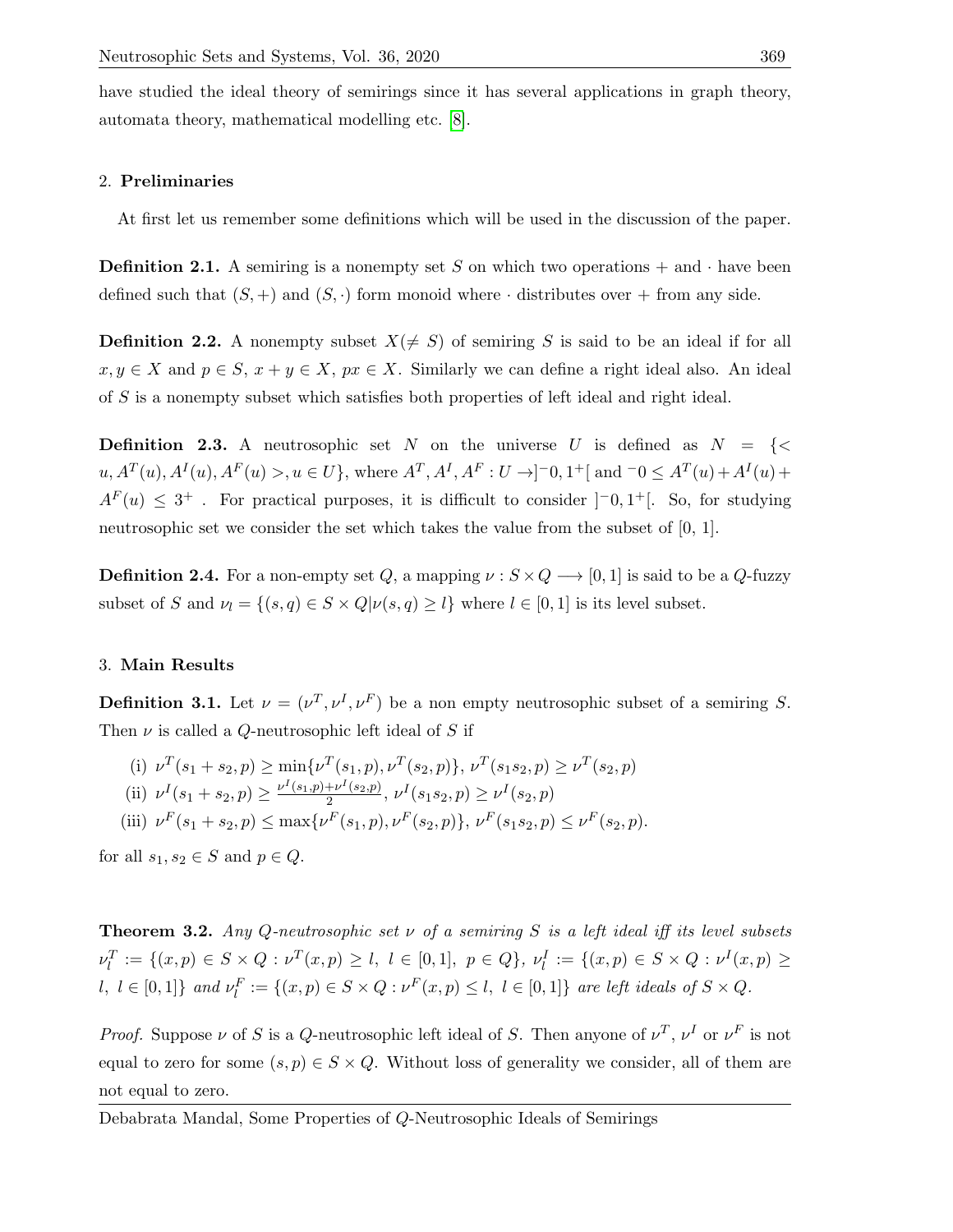have studied the ideal theory of semirings since it has several applications in graph theory, automata theory, mathematical modelling etc. [8].

## 2. Preliminaries

At first let us remember some definitions which will be used in the discussion of the paper.

**Definition 2.1.** A semiring is a nonempty set $S$ on which two operations $+$ and $\cdot$ have been defined such that $(S, +)$ and $(S, \cdot)$ form monoid where $\cdot$ distributes over $+$ from any side.

**Definition 2.2.** A nonempty subset $X (\neq S)$ of semiring $S$ is said to be an ideal if for all $x, y \in X$ and $p \in S$, $x + y \in X$, $px \in X$. Similarly we can define a right ideal also. An ideal of $S$ is a nonempty subset which satisfies both properties of left ideal and right ideal.

**Definition 2.3.** A neutrosophic set $N$ on the universe $U$ is defined as $N = \{< u, A^T(u), A^I(u), A^F(u) >, u \in U\}$, where $A^T, A^I, A^F : U \rightarrow ]^-0, 1^+[$ and $^-0 \leq A^T(u) + A^I(u) + A^F(u) \leq 3^+$ . For practical purposes, it is difficult to consider $]^-0, 1^+[$. So, for studying neutrosophic set we consider the set which takes the value from the subset of [0, 1].

**Definition 2.4.** For a non-empty set $Q$, a mapping $\nu : S \times Q \longrightarrow [0, 1]$ is said to be a $Q$-fuzzy subset of $S$ and $\nu_l = \{(s, q) \in S \times Q | \nu(s, q) \geq l\}$ where $l \in [0, 1]$ is its level subset.

## 3. Main Results

**Definition 3.1.** Let $\nu = (\nu^T, \nu^I, \nu^F)$ be a non empty neutrosophic subset of a semiring $S$. Then $\nu$ is called a $Q$-neutrosophic left ideal of $S$ if

(i) $\nu^T(s_1 + s_2, p) \geq \min\{\nu^T(s_1, p), \nu^T(s_2, p)\}$, $\nu^T(s_1 s_2, p) \geq \nu^T(s_2, p)$

(ii) $\nu^I(s_1 + s_2, p) \geq \frac{\nu^I(s_1,p)+\nu^I(s_2,p)}{2}$, $\nu^I(s_1 s_2, p) \geq \nu^I(s_2, p)$

(iii) $\nu^F(s_1 + s_2, p) \leq \max\{\nu^F(s_1, p), \nu^F(s_2, p)\}$, $\nu^F(s_1 s_2, p) \leq \nu^F(s_2, p)$.

for all $s_1, s_2 \in S$ and $p \in Q$.

**Theorem 3.2.** *Any $Q$-neutrosophic set $\nu$ of a semiring $S$ is a left ideal iff its level subsets $\nu_l^T := \{(x, p) \in S \times Q : \nu^T(x, p) \geq l,\ l \in [0, 1],\ p \in Q\}$, $\nu_l^I := \{(x, p) \in S \times Q : \nu^I(x, p) \geq l,\ l \in [0, 1]\}$ and $\nu_l^F := \{(x, p) \in S \times Q : \nu^F(x, p) \leq l,\ l \in [0, 1]\}$ are left ideals of $S \times Q$.*

*Proof.* Suppose $\nu$ of $S$ is a $Q$-neutrosophic left ideal of $S$. Then anyone of $\nu^T$, $\nu^I$ or $\nu^F$ is not equal to zero for some $(s, p) \in S \times Q$. Without loss of generality we consider, all of them are not equal to zero.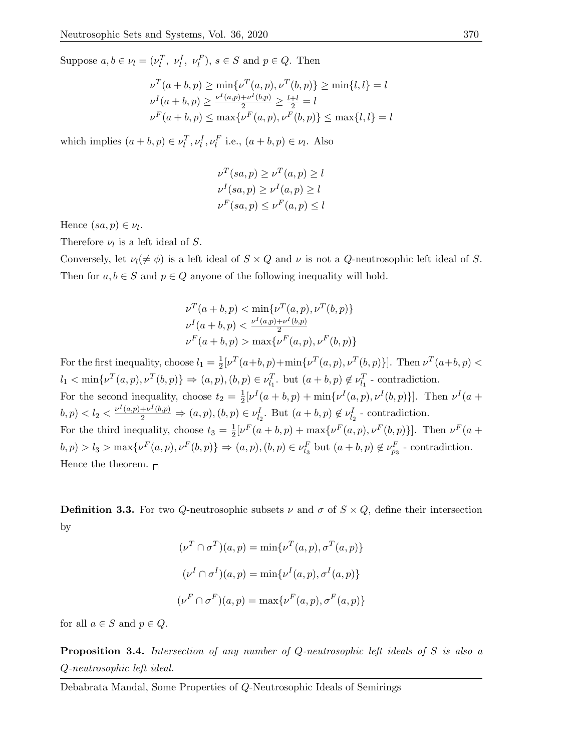Suppose $a, b \in \nu_l = (\nu_l^T,\ \nu_l^I,\ \nu_l^F)$, $s \in S$ and $p \in Q$. Then

$$\nu^T(a+b,p) \geq \min\{\nu^T(a,p), \nu^T(b,p)\} \geq \min\{l,l\} = l$$
$$\nu^I(a+b,p) \geq \frac{\nu^I(a,p)+\nu^I(b,p)}{2} \geq \frac{l+l}{2} = l$$
$$\nu^F(a+b,p) \leq \max\{\nu^F(a,p), \nu^F(b,p)\} \leq \max\{l,l\} = l$$

which implies $(a+b,p) \in \nu_l^T, \nu_l^I, \nu_l^F$ i.e., $(a+b,p) \in \nu_l$. Also

$$\nu^T(sa,p) \geq \nu^T(a,p) \geq l$$
$$\nu^I(sa,p) \geq \nu^I(a,p) \geq l$$
$$\nu^F(sa,p) \leq \nu^F(a,p) \leq l$$

Hence $(sa,p) \in \nu_l$.

Therefore $\nu_l$ is a left ideal of $S$.

Conversely, let $\nu_l (\neq \phi)$ is a left ideal of $S \times Q$ and $\nu$ is not a $Q$-neutrosophic left ideal of $S$. Then for $a, b \in S$ and $p \in Q$ anyone of the following inequality will hold.

$$\nu^T(a+b,p) < \min\{\nu^T(a,p), \nu^T(b,p)\}$$
$$\nu^I(a+b,p) < \frac{\nu^I(a,p)+\nu^I(b,p)}{2}$$
$$\nu^F(a+b,p) > \max\{\nu^F(a,p), \nu^F(b,p)\}$$

For the first inequality, choose $l_1 = \frac{1}{2}[\nu^T(a+b,p)+\min\{\nu^T(a,p), \nu^T(b,p)\}]$. Then $\nu^T(a+b,p) < l_1 < \min\{\nu^T(a,p), \nu^T(b,p)\} \Rightarrow (a,p),(b,p) \in \nu_{l_1}^T$. but $(a+b,p) \notin \nu_{l_1}^T$ - contradiction.

For the second inequality, choose $t_2 = \frac{1}{2}[\nu^I(a+b,p) + \min\{\nu^I(a,p), \nu^I(b,p)\}]$. Then $\nu^I(a+b,p) < l_2 < \frac{\nu^I(a,p)+\nu^I(b,p)}{2} \Rightarrow (a,p),(b,p) \in \nu_{l_2}^I$. But $(a+b,p) \notin \nu_{l_2}^I$ - contradiction.

For the third inequality, choose $t_3 = \frac{1}{2}[\nu^F(a+b,p) + \max\{\nu^F(a,p), \nu^F(b,p)\}]$. Then $\nu^F(a+b,p) > l_3 > \max\{\nu^F(a,p), \nu^F(b,p)\} \Rightarrow (a,p),(b,p) \in \nu_{t_3}^F$ but $(a+b,p) \notin \nu_{p_3}^F$ - contradiction.

Hence the theorem. □

**Definition 3.3.** For two $Q$-neutrosophic subsets $\nu$ and $\sigma$ of $S \times Q$, define their intersection by

$$(\nu^T \cap \sigma^T)(a,p) = \min\{\nu^T(a,p), \sigma^T(a,p)\}$$
$$(\nu^I \cap \sigma^I)(a,p) = \min\{\nu^I(a,p), \sigma^I(a,p)\}$$
$$(\nu^F \cap \sigma^F)(a,p) = \max\{\nu^F(a,p), \sigma^F(a,p)\}$$

for all $a \in S$ and $p \in Q$.

**Proposition 3.4.** *Intersection of any number of $Q$-neutrosophic left ideals of $S$ is also a $Q$-neutrosophic left ideal.*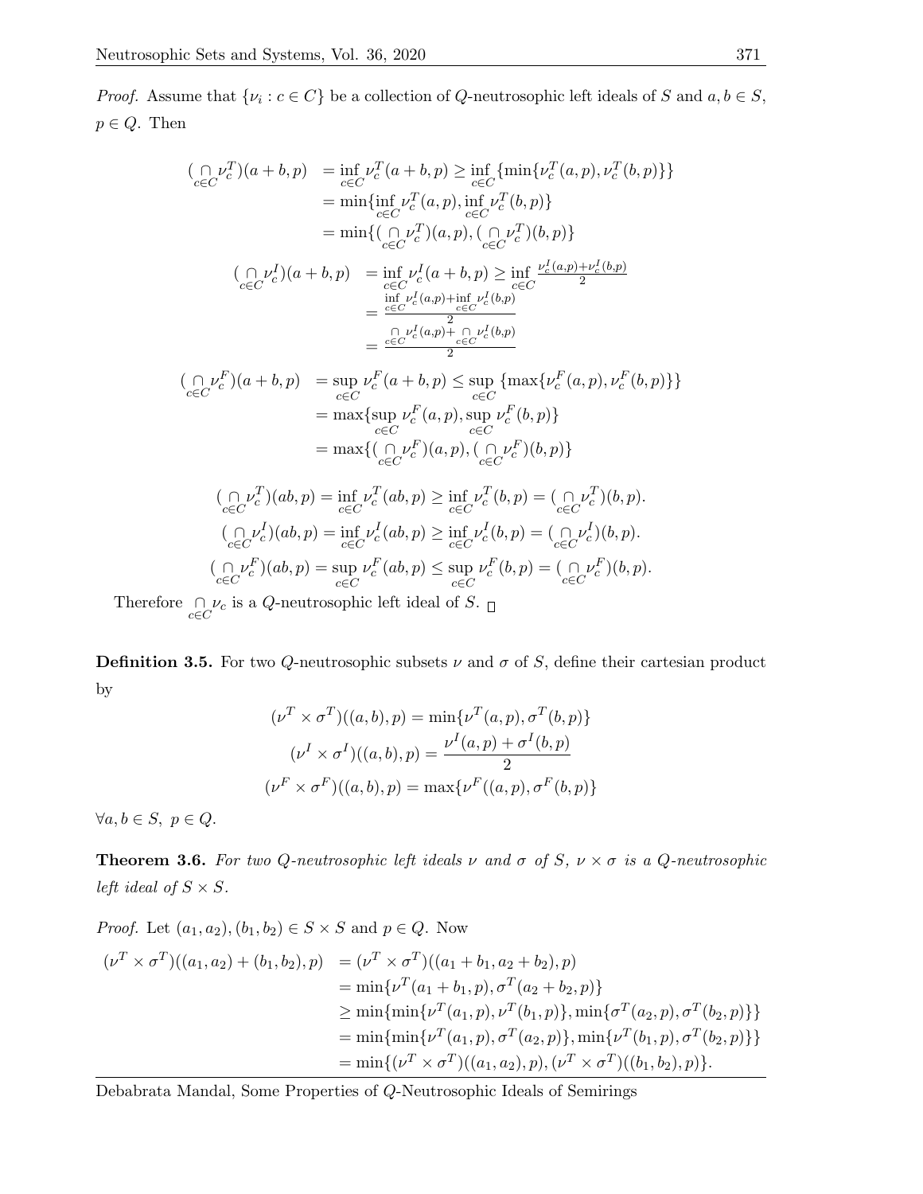*Proof.* Assume that $\{\nu_i : c \in C\}$ be a collection of $Q$-neutrosophic left ideals of $S$ and $a, b \in S$, $p \in Q$. Then

$$
\begin{aligned}
(\bigcap_{c\in C}\nu_c^T)(a+b,p) &= \inf_{c\in C}\nu_c^T(a+b,p) \geq \inf_{c\in C}\{\min\{\nu_c^T(a,p),\nu_c^T(b,p)\}\} \\
&= \min\{\inf_{c\in C}\nu_c^T(a,p), \inf_{c\in C}\nu_c^T(b,p)\} \\
&= \min\{(\bigcap_{c\in C}\nu_c^T)(a,p), (\bigcap_{c\in C}\nu_c^T)(b,p)\}
\end{aligned}
$$

$$
\begin{aligned}
(\bigcap_{c\in C}\nu_c^I)(a+b,p) &= \inf_{c\in C}\nu_c^I(a+b,p) \geq \inf_{c\in C}\frac{\nu_c^I(a,p)+\nu_c^I(b,p)}{2} \\
&= \frac{\inf_{c\in C}\nu_c^I(a,p)+\inf_{c\in C}\nu_c^I(b,p)}{2} \\
&= \frac{\bigcap_{c\in C}\nu_c^I(a,p)+\bigcap_{c\in C}\nu_c^I(b,p)}{2}
\end{aligned}
$$

$$
\begin{aligned}
(\bigcap_{c\in C}\nu_c^F)(a+b,p) &= \sup_{c\in C}\nu_c^F(a+b,p) \leq \sup_{c\in C}\{\max\{\nu_c^F(a,p),\nu_c^F(b,p)\}\} \\
&= \max\{\sup_{c\in C}\nu_c^F(a,p), \sup_{c\in C}\nu_c^F(b,p)\} \\
&= \max\{(\bigcap_{c\in C}\nu_c^F)(a,p), (\bigcap_{c\in C}\nu_c^F)(b,p)\}
\end{aligned}
$$

$$(\bigcap_{c\in C}\nu_c^T)(ab,p) = \inf_{c\in C}\nu_c^T(ab,p) \geq \inf_{c\in C}\nu_c^T(b,p) = (\bigcap_{c\in C}\nu_c^T)(b,p).$$

$$(\bigcap_{c\in C}\nu_c^I)(ab,p) = \inf_{c\in C}\nu_c^I(ab,p) \geq \inf_{c\in C}\nu_c^I(b,p) = (\bigcap_{c\in C}\nu_c^I)(b,p).$$

$$(\bigcap_{c\in C}\nu_c^F)(ab,p) = \sup_{c\in C}\nu_c^F(ab,p) \leq \sup_{c\in C}\nu_c^F(b,p) = (\bigcap_{c\in C}\nu_c^F)(b,p).$$

Therefore $\bigcap_{c\in C}\nu_c$ is a $Q$-neutrosophic left ideal of $S$. $\square$

**Definition 3.5.** For two $Q$-neutrosophic subsets $\nu$ and $\sigma$ of $S$, define their cartesian product by

$$(\nu^T \times \sigma^T)((a,b),p) = \min\{\nu^T(a,p), \sigma^T(b,p)\}$$

$$(\nu^I \times \sigma^I)((a,b),p) = \frac{\nu^I(a,p)+\sigma^I(b,p)}{2}$$

$$(\nu^F \times \sigma^F)((a,b),p) = \max\{\nu^F((a,p), \sigma^F(b,p)\}$$

$\forall a, b \in S,\ p \in Q$.

**Theorem 3.6.** *For two $Q$-neutrosophic left ideals $\nu$ and $\sigma$ of $S$, $\nu \times \sigma$ is a $Q$-neutrosophic left ideal of $S \times S$.*

*Proof.* Let $(a_1, a_2), (b_1, b_2) \in S \times S$ and $p \in Q$. Now

$$
\begin{aligned}
(\nu^T \times \sigma^T)((a_1,a_2)+(b_1,b_2),p) &= (\nu^T \times \sigma^T)((a_1+b_1, a_2+b_2),p) \\
&= \min\{\nu^T(a_1+b_1,p), \sigma^T(a_2+b_2,p)\} \\
&\geq \min\{\min\{\nu^T(a_1,p),\nu^T(b_1,p)\}, \min\{\sigma^T(a_2,p),\sigma^T(b_2,p)\}\} \\
&= \min\{\min\{\nu^T(a_1,p),\sigma^T(a_2,p)\}, \min\{\nu^T(b_1,p),\sigma^T(b_2,p)\}\} \\
&= \min\{(\nu^T \times \sigma^T)((a_1,a_2),p), (\nu^T \times \sigma^T)((b_1,b_2),p)\}.
\end{aligned}
$$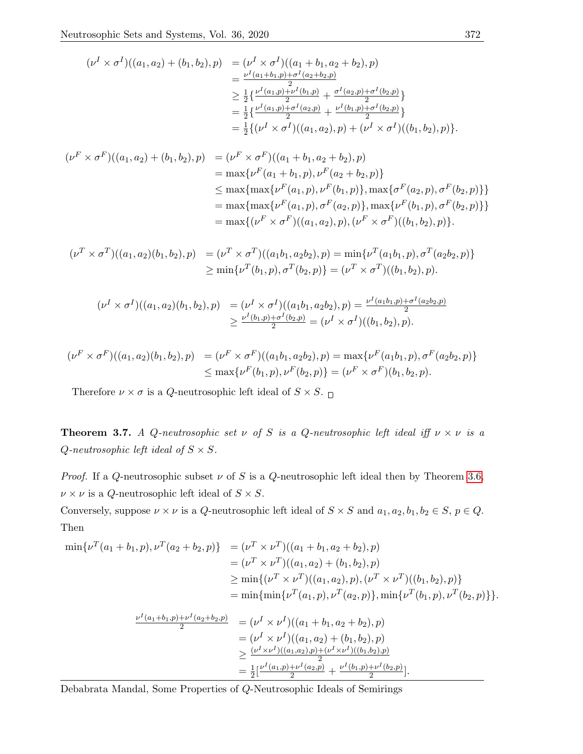$$
\begin{aligned}
(\nu^I \times \sigma^I)((a_1,a_2)+(b_1,b_2),p) &= (\nu^I \times \sigma^I)((a_1+b_1,a_2+b_2),p) \\
&= \tfrac{\nu^I(a_1+b_1,p)+\sigma^I(a_2+b_2,p)}{2} \\
&\geq \tfrac{1}{2}\{\tfrac{\nu^I(a_1,p)+\nu^I(b_1,p)}{2} + \tfrac{\sigma^I(a_2,p)+\sigma^I(b_2,p)}{2}\} \\
&= \tfrac{1}{2}\{\tfrac{\nu^I(a_1,p)+\sigma^I(a_2,p)}{2} + \tfrac{\nu^I(b_1,p)+\sigma^I(b_2,p)}{2}\} \\
&= \tfrac{1}{2}\{(\nu^I \times \sigma^I)((a_1,a_2),p) + (\nu^I \times \sigma^I)((b_1,b_2),p)\}.
\end{aligned}
$$

$$
\begin{aligned}
(\nu^F \times \sigma^F)((a_1,a_2)+(b_1,b_2),p) &= (\nu^F \times \sigma^F)((a_1+b_1,a_2+b_2),p) \\
&= \max\{\nu^F(a_1+b_1,p), \nu^F(a_2+b_2,p)\} \\
&\leq \max\{\max\{\nu^F(a_1,p),\nu^F(b_1,p)\}, \max\{\sigma^F(a_2,p),\sigma^F(b_2,p)\}\} \\
&= \max\{\max\{\nu^F(a_1,p),\sigma^F(a_2,p)\}, \max\{\nu^F(b_1,p),\sigma^F(b_2,p)\}\} \\
&= \max\{(\nu^F \times \sigma^F)((a_1,a_2),p), (\nu^F \times \sigma^F)((b_1,b_2),p)\}.
\end{aligned}
$$

$$
\begin{aligned}
(\nu^T \times \sigma^T)((a_1,a_2)(b_1,b_2),p) &= (\nu^T \times \sigma^T)((a_1b_1,a_2b_2),p) = \min\{\nu^T(a_1b_1,p), \sigma^T(a_2b_2,p)\} \\
&\geq \min\{\nu^T(b_1,p),\sigma^T(b_2,p)\} = (\nu^T \times \sigma^T)((b_1,b_2),p).
\end{aligned}
$$

$$
\begin{aligned}
(\nu^I \times \sigma^I)((a_1,a_2)(b_1,b_2),p) &= (\nu^I \times \sigma^I)((a_1b_1,a_2b_2),p) = \tfrac{\nu^I(a_1b_1,p)+\sigma^I(a_2b_2,p)}{2} \\
&\geq \tfrac{\nu^I(b_1,p)+\sigma^I(b_2,p)}{2} = (\nu^I \times \sigma^I)((b_1,b_2),p).
\end{aligned}
$$

$$
\begin{aligned}
(\nu^F \times \sigma^F)((a_1,a_2)(b_1,b_2),p) &= (\nu^F \times \sigma^F)((a_1b_1,a_2b_2),p) = \max\{\nu^F(a_1b_1,p), \sigma^F(a_2b_2,p)\} \\
&\leq \max\{\nu^F(b_1,p),\nu^F(b_2,p)\} = (\nu^F \times \sigma^F)(b_1,b_2,p).
\end{aligned}
$$

Therefore $\nu \times \sigma$ is a $Q$-neutrosophic left ideal of $S \times S$. □

**Theorem 3.7.** *A $Q$-neutrosophic set $\nu$ of $S$ is a $Q$-neutrosophic left ideal iff $\nu \times \nu$ is a $Q$-neutrosophic left ideal of $S \times S$.*

*Proof.* If a $Q$-neutrosophic subset $\nu$ of $S$ is a $Q$-neutrosophic left ideal then by Theorem 3.6, $\nu \times \nu$ is a $Q$-neutrosophic left ideal of $S \times S$.
Conversely, suppose $\nu \times \nu$ is a $Q$-neutrosophic left ideal of $S \times S$ and $a_1, a_2, b_1, b_2 \in S$, $p \in Q$. Then

$$
\begin{aligned}
\min\{\nu^T(a_1+b_1,p), \nu^T(a_2+b_2,p)\} &= (\nu^T \times \nu^T)((a_1+b_1,a_2+b_2),p) \\
&= (\nu^T \times \nu^T)((a_1,a_2)+(b_1,b_2),p) \\
&\geq \min\{(\nu^T \times \nu^T)((a_1,a_2),p), (\nu^T \times \nu^T)((b_1,b_2),p)\} \\
&= \min\{\min\{\nu^T(a_1,p),\nu^T(a_2,p)\}, \min\{\nu^T(b_1,p),\nu^T(b_2,p)\}\}.
\end{aligned}
$$

$$
\begin{aligned}
\tfrac{\nu^I(a_1+b_1,p)+\nu^I(a_2+b_2,p)}{2} &= (\nu^I \times \nu^I)((a_1+b_1,a_2+b_2),p) \\
&= (\nu^I \times \nu^I)((a_1,a_2)+(b_1,b_2),p) \\
&\geq \tfrac{(\nu^I \times \nu^I)((a_1,a_2),p)+(\nu^I \times \nu^I)((b_1,b_2),p)}{2} \\
&= \tfrac{1}{2}[\tfrac{\nu^I(a_1,p)+\nu^I(a_2,p)}{2} + \tfrac{\nu^I(b_1,p)+\nu^I(b_2,p)}{2}].
\end{aligned}
$$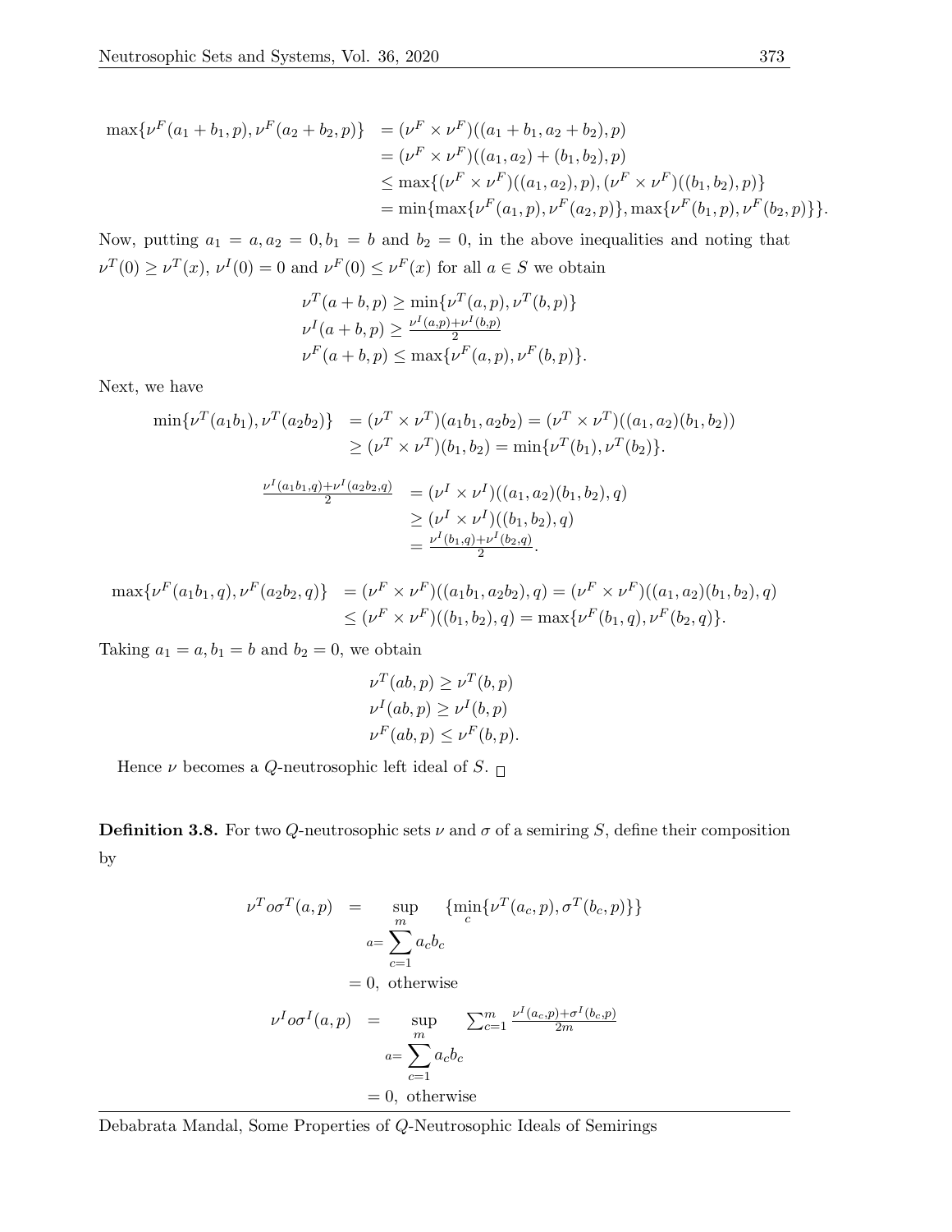$$\begin{aligned}
\max\{\nu^F(a_1+b_1,p),\nu^F(a_2+b_2,p)\} &= (\nu^F\times\nu^F)((a_1+b_1,a_2+b_2),p)\\
&= (\nu^F\times\nu^F)((a_1,a_2)+(b_1,b_2),p)\\
&\leq \max\{(\nu^F\times\nu^F)((a_1,a_2),p),(\nu^F\times\nu^F)((b_1,b_2),p)\}\\
&= \min\{\max\{\nu^F(a_1,p),\nu^F(a_2,p)\},\max\{\nu^F(b_1,p),\nu^F(b_2,p)\}\}.
\end{aligned}$$

Now, putting $a_1 = a, a_2 = 0, b_1 = b$ and $b_2 = 0$, in the above inequalities and noting that $\nu^T(0) \geq \nu^T(x)$, $\nu^I(0) = 0$ and $\nu^F(0) \leq \nu^F(x)$ for all $a \in S$ we obtain

$$\begin{aligned}
&\nu^T(a+b,p) \geq \min\{\nu^T(a,p),\nu^T(b,p)\}\\
&\nu^I(a+b,p) \geq \tfrac{\nu^I(a,p)+\nu^I(b,p)}{2}\\
&\nu^F(a+b,p) \leq \max\{\nu^F(a,p),\nu^F(b,p)\}.
\end{aligned}$$

Next, we have

$$\begin{aligned}
\min\{\nu^T(a_1b_1),\nu^T(a_2b_2)\} &= (\nu^T\times\nu^T)(a_1b_1,a_2b_2) = (\nu^T\times\nu^T)((a_1,a_2)(b_1,b_2))\\
&\geq (\nu^T\times\nu^T)(b_1,b_2) = \min\{\nu^T(b_1),\nu^T(b_2)\}.
\end{aligned}$$

$$\begin{aligned}
\tfrac{\nu^I(a_1b_1,q)+\nu^I(a_2b_2,q)}{2} &= (\nu^I\times\nu^I)((a_1,a_2)(b_1,b_2),q)\\
&\geq (\nu^I\times\nu^I)((b_1,b_2),q)\\
&= \tfrac{\nu^I(b_1,q)+\nu^I(b_2,q)}{2}.
\end{aligned}$$

$$\begin{aligned}
\max\{\nu^F(a_1b_1,q),\nu^F(a_2b_2,q)\} &= (\nu^F\times\nu^F)((a_1b_1,a_2b_2),q) = (\nu^F\times\nu^F)((a_1,a_2)(b_1,b_2),q)\\
&\leq (\nu^F\times\nu^F)((b_1,b_2),q) = \max\{\nu^F(b_1,q),\nu^F(b_2,q)\}.
\end{aligned}$$

Taking $a_1 = a, b_1 = b$ and $b_2 = 0$, we obtain

$$\begin{aligned}
&\nu^T(ab,p) \geq \nu^T(b,p)\\
&\nu^I(ab,p) \geq \nu^I(b,p)\\
&\nu^F(ab,p) \leq \nu^F(b,p).
\end{aligned}$$

Hence $\nu$ becomes a $Q$-neutrosophic left ideal of $S$. □

**Definition 3.8.** For two $Q$-neutrosophic sets $\nu$ and $\sigma$ of a semiring $S$, define their composition by

$$\begin{aligned}
\nu^T o\sigma^T(a,p) &= \sup_{a=\sum_{c=1}^{m} a_cb_c} \{\min_c\{\nu^T(a_c,p),\sigma^T(b_c,p)\}\}\\
&= 0, \text{ otherwise}\\
\nu^I o\sigma^I(a,p) &= \sup_{a=\sum_{c=1}^{m} a_cb_c} \sum_{c=1}^{m}\tfrac{\nu^I(a_c,p)+\sigma^I(b_c,p)}{2m}\\
&= 0, \text{ otherwise}
\end{aligned}$$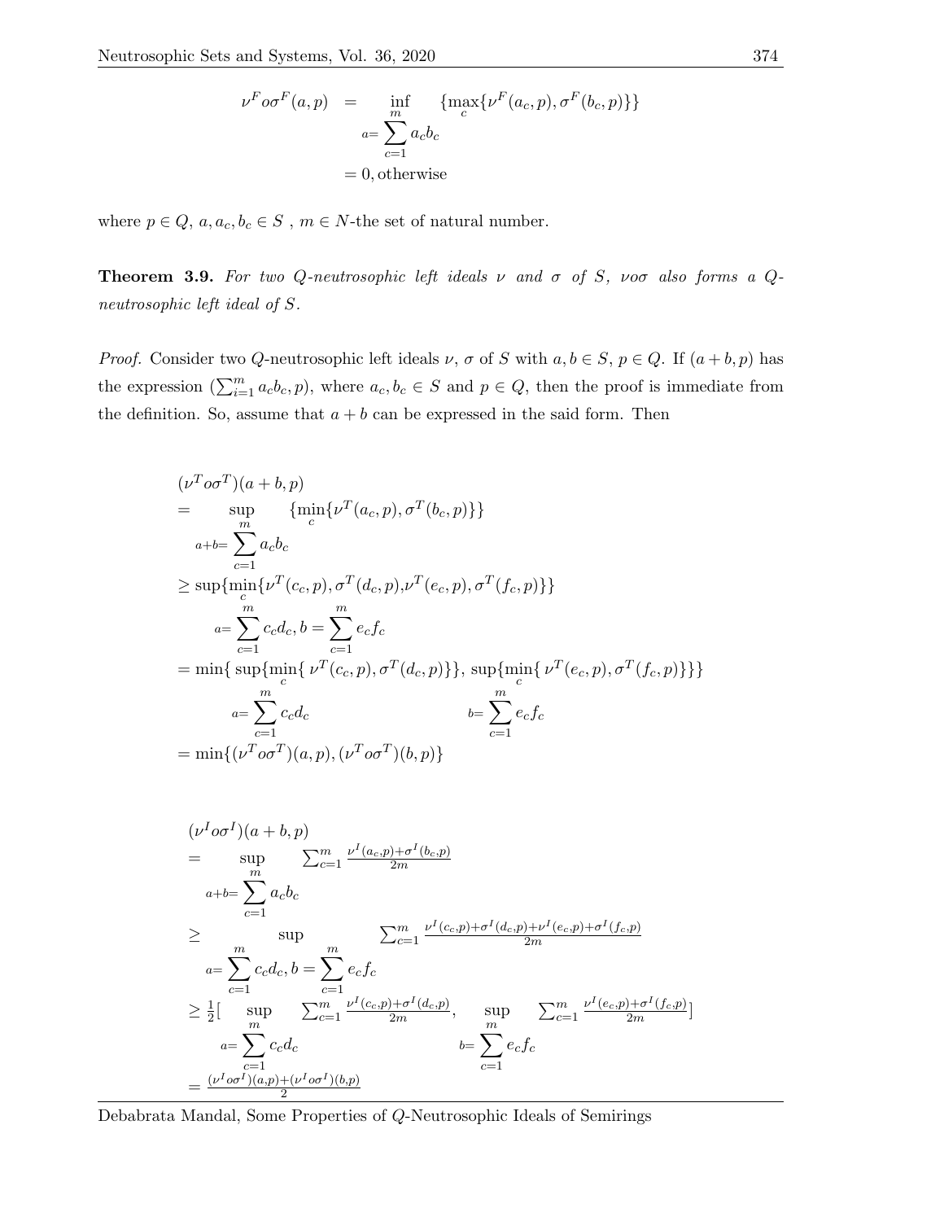$$
\begin{aligned}
\nu^F o\sigma^F(a,p) &= \inf_{a=\sum_{c=1}^{m} a_c b_c} \{\max_c\{\nu^F(a_c,p),\sigma^F(b_c,p)\}\} \\
&= 0, \text{otherwise}
\end{aligned}
$$

where $p \in Q$, $a, a_c, b_c \in S$ , $m \in N$-the set of natural number.

**Theorem 3.9.** *For two $Q$-neutrosophic left ideals $\nu$ and $\sigma$ of $S$, $\nu o \sigma$ also forms a $Q$-neutrosophic left ideal of $S$.*

*Proof.* Consider two $Q$-neutrosophic left ideals $\nu$, $\sigma$ of $S$ with $a, b \in S$, $p \in Q$. If $(a+b,p)$ has the expression $(\sum_{i=1}^{m} a_c b_c, p)$, where $a_c, b_c \in S$ and $p \in Q$, then the proof is immediate from the definition. So, assume that $a+b$ can be expressed in the said form. Then

$$
\begin{aligned}
&(\nu^T o\sigma^T)(a+b,p) \\
&= \sup_{a+b=\sum_{c=1}^{m} a_c b_c} \{\min_c\{\nu^T(a_c,p),\sigma^T(b_c,p)\}\} \\
&\geq \sup_{a=\sum_{c=1}^{m} c_c d_c,\, b=\sum_{c=1}^{m} e_c f_c} \{\min_c\{\nu^T(c_c,p),\sigma^T(d_c,p),\nu^T(e_c,p),\sigma^T(f_c,p)\}\} \\
&= \min\{\sup_{a=\sum_{c=1}^{m} c_c d_c}\{\min_c\{\nu^T(c_c,p),\sigma^T(d_c,p)\}\},\ \sup_{b=\sum_{c=1}^{m} e_c f_c}\{\min_c\{\nu^T(e_c,p),\sigma^T(f_c,p)\}\}\} \\
&= \min\{(\nu^T o\sigma^T)(a,p),(\nu^T o\sigma^T)(b,p)\}
\end{aligned}
$$

$$
\begin{aligned}
&(\nu^I o\sigma^I)(a+b,p) \\
&= \sup_{a+b=\sum_{c=1}^{m} a_c b_c} \sum_{c=1}^{m} \frac{\nu^I(a_c,p)+\sigma^I(b_c,p)}{2m} \\
&\geq \sup_{a=\sum_{c=1}^{m} c_c d_c,\, b=\sum_{c=1}^{m} e_c f_c} \sum_{c=1}^{m} \frac{\nu^I(c_c,p)+\sigma^I(d_c,p)+\nu^I(e_c,p)+\sigma^I(f_c,p)}{2m} \\
&\geq \frac{1}{2}\Big[\sup_{a=\sum_{c=1}^{m} c_c d_c} \sum_{c=1}^{m} \frac{\nu^I(c_c,p)+\sigma^I(d_c,p)}{2m},\ \sup_{b=\sum_{c=1}^{m} e_c f_c} \sum_{c=1}^{m} \frac{\nu^I(e_c,p)+\sigma^I(f_c,p)}{2m}\Big] \\
&= \frac{(\nu^I o\sigma^I)(a,p)+(\nu^I o\sigma^I)(b,p)}{2}
\end{aligned}
$$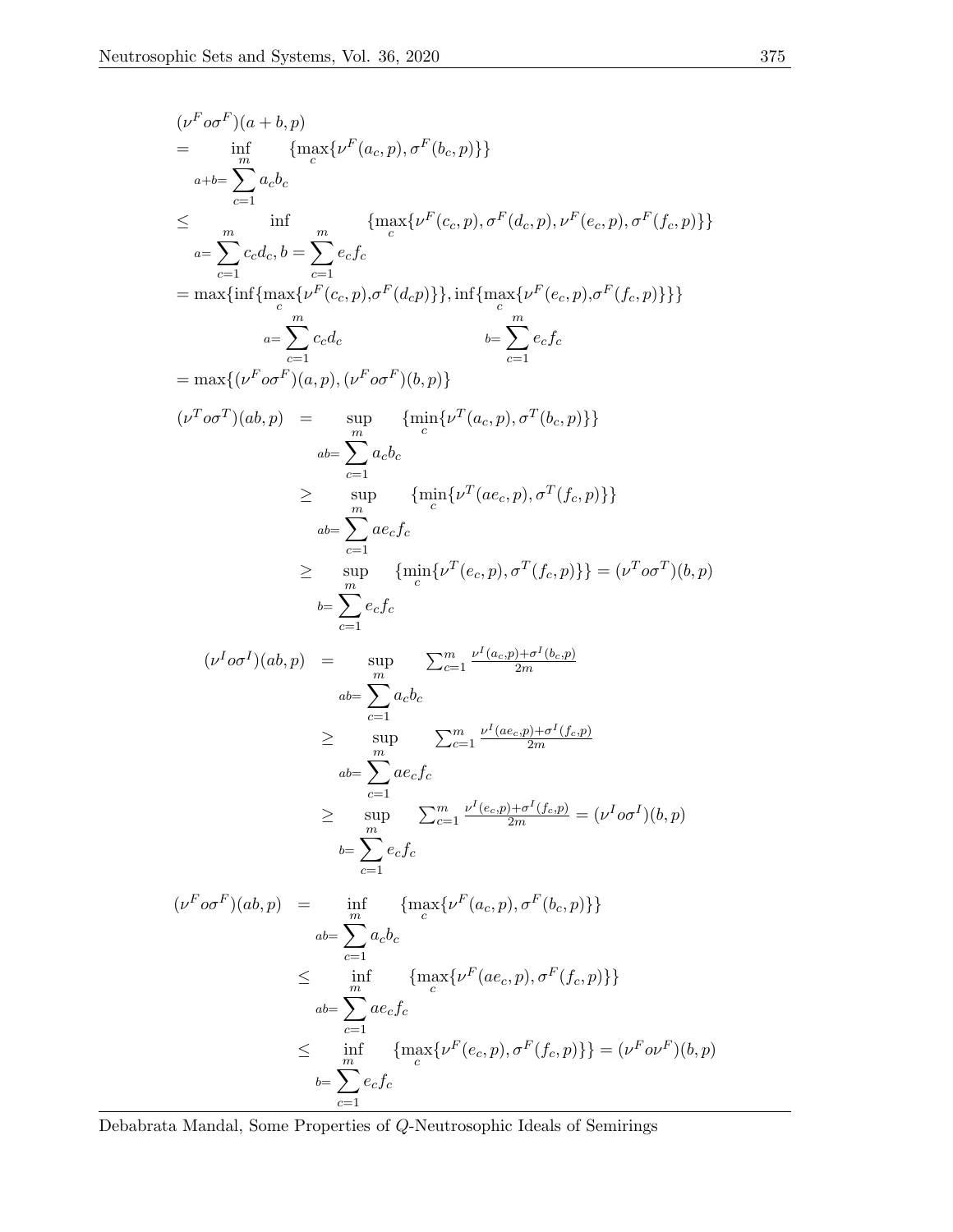$$
\begin{aligned}
&(\nu^F o\sigma^F)(a+b,p) \\
&= \inf_{a+b=\sum_{c=1}^{m} a_c b_c} \{\max_c\{\nu^F(a_c,p),\sigma^F(b_c,p)\}\} \\
&\leq \inf_{a=\sum_{c=1}^{m} c_c d_c,\, b=\sum_{c=1}^{m} e_c f_c} \{\max_c\{\nu^F(c_c,p),\sigma^F(d_c,p),\nu^F(e_c,p),\sigma^F(f_c,p)\}\} \\
&= \max\{\inf_{a=\sum_{c=1}^{m} c_c d_c}\{\max_c\{\nu^F(c_c,p),\sigma^F(d_c p)\}\}, \inf_{b=\sum_{c=1}^{m} e_c f_c}\{\max_c\{\nu^F(e_c,p),\sigma^F(f_c,p)\}\}\} \\
&= \max\{(\nu^F o\sigma^F)(a,p),(\nu^F o\sigma^F)(b,p)\}
\end{aligned}
$$

$$
\begin{aligned}
(\nu^T o\sigma^T)(ab,p) &= \sup_{ab=\sum_{c=1}^{m} a_c b_c} \{\min_c\{\nu^T(a_c,p),\sigma^T(b_c,p)\}\} \\
&\geq \sup_{ab=\sum_{c=1}^{m} ae_c f_c} \{\min_c\{\nu^T(ae_c,p),\sigma^T(f_c,p)\}\} \\
&\geq \sup_{b=\sum_{c=1}^{m} e_c f_c} \{\min_c\{\nu^T(e_c,p),\sigma^T(f_c,p)\}\} = (\nu^T o\sigma^T)(b,p)
\end{aligned}
$$

$$
\begin{aligned}
(\nu^I o\sigma^I)(ab,p) &= \sup_{ab=\sum_{c=1}^{m} a_c b_c} \sum_{c=1}^{m} \frac{\nu^I(a_c,p)+\sigma^I(b_c,p)}{2m} \\
&\geq \sup_{ab=\sum_{c=1}^{m} ae_c f_c} \sum_{c=1}^{m} \frac{\nu^I(ae_c,p)+\sigma^I(f_c,p)}{2m} \\
&\geq \sup_{b=\sum_{c=1}^{m} e_c f_c} \sum_{c=1}^{m} \frac{\nu^I(e_c,p)+\sigma^I(f_c,p)}{2m} = (\nu^I o\sigma^I)(b,p)
\end{aligned}
$$

$$
\begin{aligned}
(\nu^F o\sigma^F)(ab,p) &= \inf_{ab=\sum_{c=1}^{m} a_c b_c} \{\max_c\{\nu^F(a_c,p),\sigma^F(b_c,p)\}\} \\
&\leq \inf_{ab=\sum_{c=1}^{m} ae_c f_c} \{\max_c\{\nu^F(ae_c,p),\sigma^F(f_c,p)\}\} \\
&\leq \inf_{b=\sum_{c=1}^{m} e_c f_c} \{\max_c\{\nu^F(e_c,p),\sigma^F(f_c,p)\}\} = (\nu^F o\nu^F)(b,p)
\end{aligned}
$$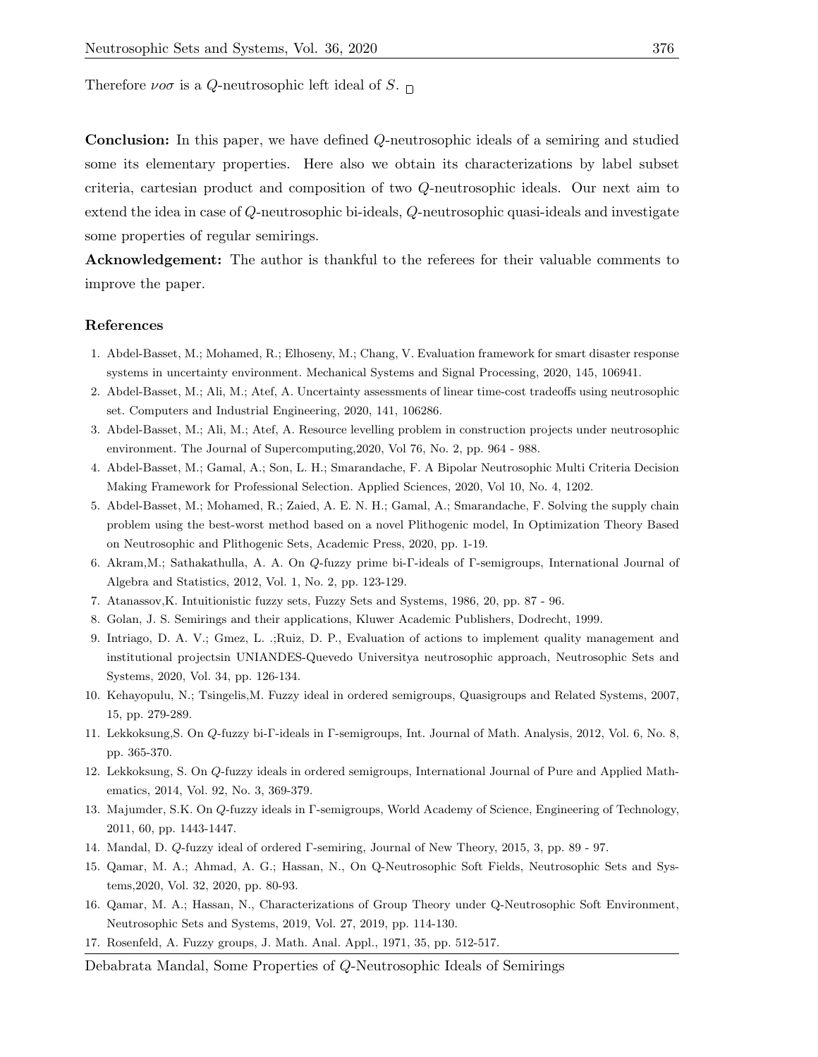Therefore $\nu o \sigma$ is a $Q$-neutrosophic left ideal of $S$. $\square$

**Conclusion:** In this paper, we have defined $Q$-neutrosophic ideals of a semiring and studied some its elementary properties. Here also we obtain its characterizations by label subset criteria, cartesian product and composition of two $Q$-neutrosophic ideals. Our next aim to extend the idea in case of $Q$-neutrosophic bi-ideals, $Q$-neutrosophic quasi-ideals and investigate some properties of regular semirings.

**Acknowledgement:** The author is thankful to the referees for their valuable comments to improve the paper.

## References

1. Abdel-Basset, M.; Mohamed, R.; Elhoseny, M.; Chang, V. Evaluation framework for smart disaster response systems in uncertainty environment. Mechanical Systems and Signal Processing, 2020, 145, 106941.
2. Abdel-Basset, M.; Ali, M.; Atef, A. Uncertainty assessments of linear time-cost tradeoffs using neutrosophic set. Computers and Industrial Engineering, 2020, 141, 106286.
3. Abdel-Basset, M.; Ali, M.; Atef, A. Resource levelling problem in construction projects under neutrosophic environment. The Journal of Supercomputing,2020, Vol 76, No. 2, pp. 964 - 988.
4. Abdel-Basset, M.; Gamal, A.; Son, L. H.; Smarandache, F. A Bipolar Neutrosophic Multi Criteria Decision Making Framework for Professional Selection. Applied Sciences, 2020, Vol 10, No. 4, 1202.
5. Abdel-Basset, M.; Mohamed, R.; Zaied, A. E. N. H.; Gamal, A.; Smarandache, F. Solving the supply chain problem using the best-worst method based on a novel Plithogenic model, In Optimization Theory Based on Neutrosophic and Plithogenic Sets, Academic Press, 2020, pp. 1-19.
6. Akram,M.; Sathakathulla, A. A. On $Q$-fuzzy prime bi-$\Gamma$-ideals of $\Gamma$-semigroups, International Journal of Algebra and Statistics, 2012, Vol. 1, No. 2, pp. 123-129.
7. Atanassov,K. Intuitionistic fuzzy sets, Fuzzy Sets and Systems, 1986, 20, pp. 87 - 96.
8. Golan, J. S. Semirings and their applications, Kluwer Academic Publishers, Dodrecht, 1999.
9. Intriago, D. A. V.; Gmez, L. .;Ruiz, D. P., Evaluation of actions to implement quality management and institutional projectsin UNIANDES-Quevedo Universitya neutrosophic approach, Neutrosophic Sets and Systems, 2020, Vol. 34, pp. 126-134.
10. Kehayopulu, N.; Tsingelis,M. Fuzzy ideal in ordered semigroups, Quasigroups and Related Systems, 2007, 15, pp. 279-289.
11. Lekkoksung,S. On $Q$-fuzzy bi-$\Gamma$-ideals in $\Gamma$-semigroups, Int. Journal of Math. Analysis, 2012, Vol. 6, No. 8, pp. 365-370.
12. Lekkoksung, S. On $Q$-fuzzy ideals in ordered semigroups, International Journal of Pure and Applied Mathematics, 2014, Vol. 92, No. 3, 369-379.
13. Majumder, S.K. On $Q$-fuzzy ideals in $\Gamma$-semigroups, World Academy of Science, Engineering of Technology, 2011, 60, pp. 1443-1447.
14. Mandal, D. $Q$-fuzzy ideal of ordered $\Gamma$-semiring, Journal of New Theory, 2015, 3, pp. 89 - 97.
15. Qamar, M. A.; Ahmad, A. G.; Hassan, N., On Q-Neutrosophic Soft Fields, Neutrosophic Sets and Systems,2020, Vol. 32, 2020, pp. 80-93.
16. Qamar, M. A.; Hassan, N., Characterizations of Group Theory under Q-Neutrosophic Soft Environment, Neutrosophic Sets and Systems, 2019, Vol. 27, 2019, pp. 114-130.
17. Rosenfeld, A. Fuzzy groups, J. Math. Anal. Appl., 1971, 35, pp. 512-517.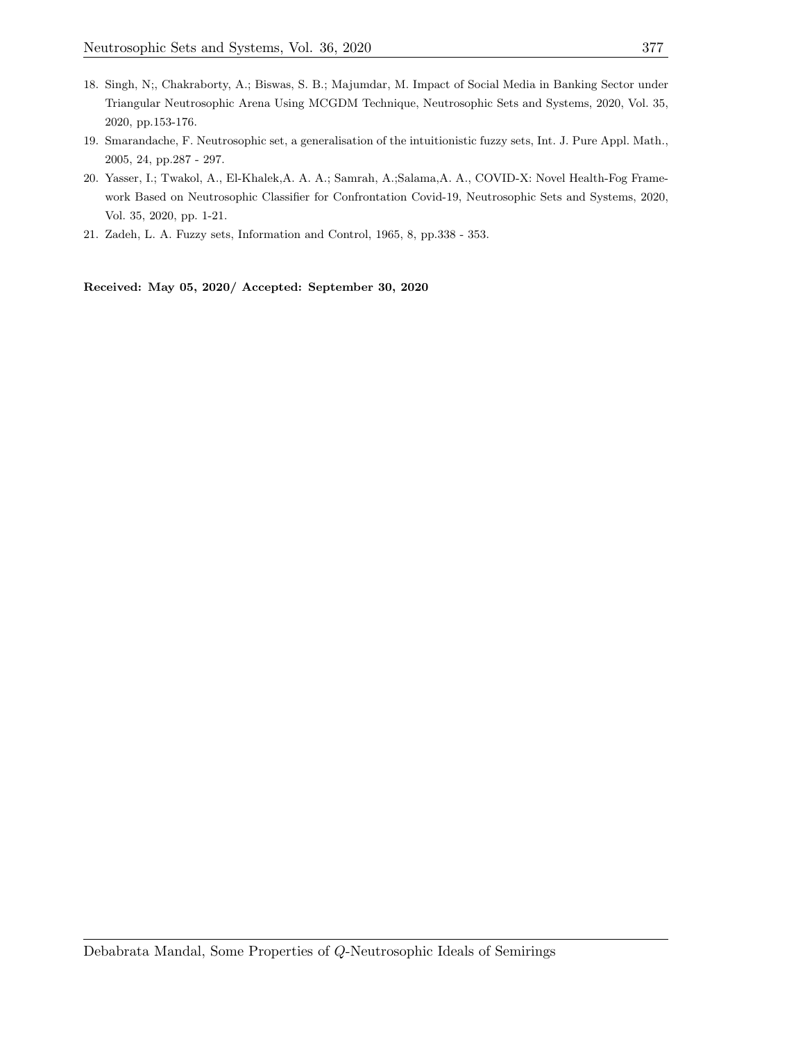18. Singh, N;, Chakraborty, A.; Biswas, S. B.; Majumdar, M. Impact of Social Media in Banking Sector under Triangular Neutrosophic Arena Using MCGDM Technique, Neutrosophic Sets and Systems, 2020, Vol. 35, 2020, pp.153-176.
19. Smarandache, F. Neutrosophic set, a generalisation of the intuitionistic fuzzy sets, Int. J. Pure Appl. Math., 2005, 24, pp.287 - 297.
20. Yasser, I.; Twakol, A., El-Khalek,A. A. A.; Samrah, A.;Salama,A. A., COVID-X: Novel Health-Fog Framework Based on Neutrosophic Classifier for Confrontation Covid-19, Neutrosophic Sets and Systems, 2020, Vol. 35, 2020, pp. 1-21.
21. Zadeh, L. A. Fuzzy sets, Information and Control, 1965, 8, pp.338 - 353.

**Received: May 05, 2020/ Accepted: September 30, 2020**